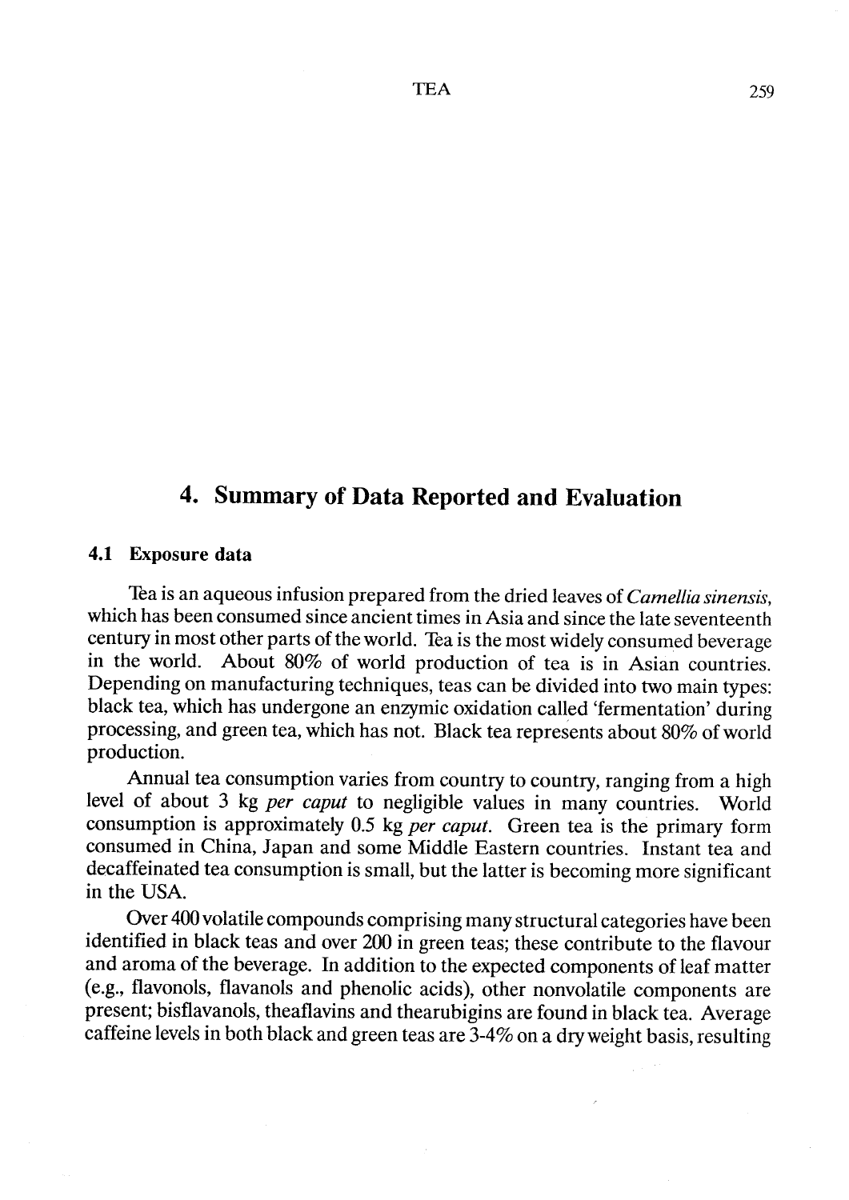# 4. Summary of Data Reported and Evaluation

## 4.1 Exposure data

Tea is an aqueous infusion prepared from the dried leaves of *Camellia sinensis*, which has been consumed since ancient times in Asia and since the late seventeenth century in most other parts of the world. Tea is the most widely consumed beverage in the world. About 80% of world production of tea is in Asian countries. Depending on manufacturing techniques, teas can be divided into two main types: black tea, which has undergone an enzymic oxidation called 'fermentation' during processing, and green tea, which has not. Black tea represents about 80% of world production.

Annual tea consumption varies from country to country, ranging from a high level of about 3 kg *per caput* to negligible values in many countries. World consumption is approximately 0.5 kg *per caput*. Green tea is the primary form consumed in China, Japan and some Middle Eastern countries. Instant tea and decaffeinated tea consumption is small, but the latter is becoming more significant in the USA.

Over 400 volatile compounds comprising many structural categories have been identified in black teas and over 200 in green teas; these contribute to the flavour and aroma of the beverage. In addition to the expected components of leaf matter (e.g., flavonols, flavanols and phenolic acids), other nonvolatile components are present; bisflavanols, theaflavins and thearubigins are found in black tea. Average caffeine levels in both black and green teas are 3-4% on a dry weight basis, resulting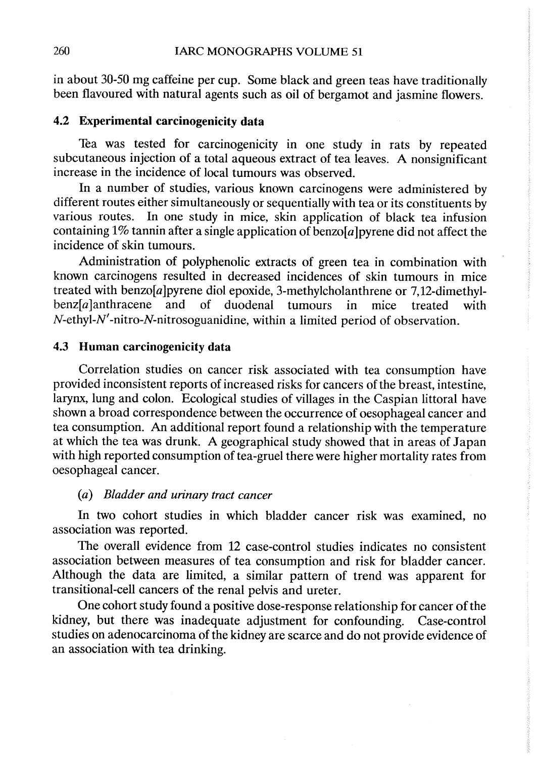in about 30-50 mg caffeine per cup. Some black and green teas have traditionally been flavoured with natural agents such as oil of bergamot and jasmine flowers.

### 4.2 Experimental carcinogenicity data

Tea was tested for carcinogenicity in one study in rats by repeated subcutaneous injection of a total aqueous extract of tea leaves. A nonsignificant increase in the incidence of local tumours was observed.

In a number of studies, various known carcinogens were administered by different routes either simultaneously or sequentially with tea or its constituents by various routes. In one study in mice, skin application of black tea infusion containing 1% tannin after a single application of benzo[*a*]pyrene did not affect the incidence of skin tumours.

Administration of polyphenolic extracts of green tea in combination with known carcinogens resulted in decreased incidences of skin tumours in mice treated with benzo[*a*]pyrene diol epoxide, 3-methylcholanthrene or 7,12-dimethylbenz[*a*]anthracene and of duodenal tumours in mice treated with *N*-ethyl-*N*′-nitro-*N*-nitrosoguanidine, within a limited period of observation.

### 4.3 Human carcinogenicity data

Correlation studies on cancer risk associated with tea consumption have provided inconsistent reports of increased risks for cancers of the breast, intestine, larynx, lung and colon. Ecological studies of villages in the Caspian littoral have shown a broad correspondence between the occurrence of oesophageal cancer and tea consumption. An additional report found a relationship with the temperature at which the tea was drunk. A geographical study showed that in areas of Japan with high reported consumption of tea-gruel there were higher mortality rates from oesophageal cancer.

#### (*a*) *Bladder and urinary tract cancer*

In two cohort studies in which bladder cancer risk was examined, no association was reported.

The overall evidence from 12 case-control studies indicates no consistent association between measures of tea consumption and risk for bladder cancer. Although the data are limited, a similar pattern of trend was apparent for transitional-cell cancers of the renal pelvis and ureter.

One cohort study found a positive dose-response relationship for cancer of the kidney, but there was inadequate adjustment for confounding. Case-control studies on adenocarcinoma of the kidney are scarce and do not provide evidence of an association with tea drinking.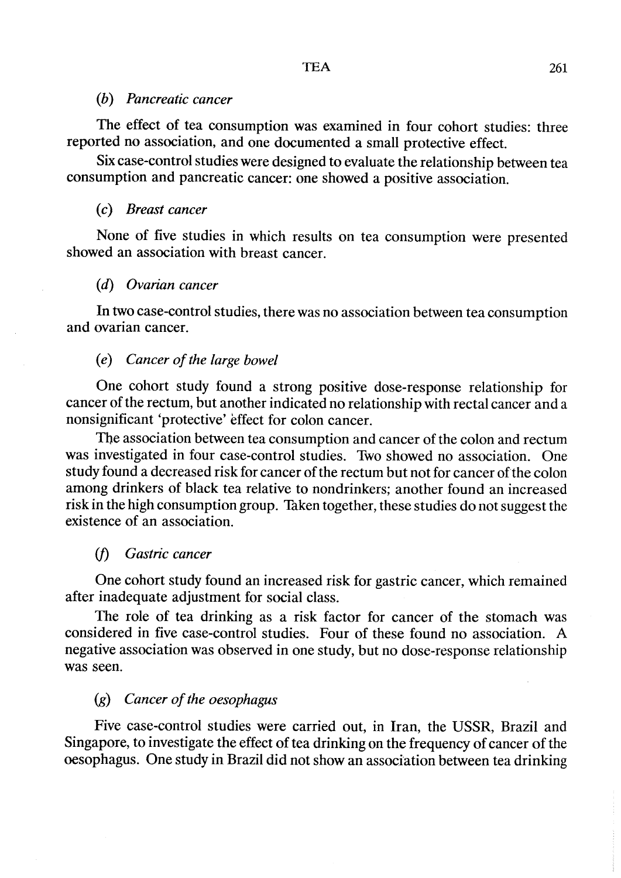*(b) Pancreatic cancer*

The effect of tea consumption was examined in four cohort studies: three reported no association, and one documented a small protective effect.

Six case-control studies were designed to evaluate the relationship between tea consumption and pancreatic cancer: one showed a positive association.

*(c) Breast cancer*

None of five studies in which results on tea consumption were presented showed an association with breast cancer.

*(d) Ovarian cancer*

In two case-control studies, there was no association between tea consumption and ovarian cancer.

*(e) Cancer of the large bowel*

One cohort study found a strong positive dose-response relationship for cancer of the rectum, but another indicated no relationship with rectal cancer and a nonsignificant 'protective' effect for colon cancer.

The association between tea consumption and cancer of the colon and rectum was investigated in four case-control studies. Two showed no association. One study found a decreased risk for cancer of the rectum but not for cancer of the colon among drinkers of black tea relative to nondrinkers; another found an increased risk in the high consumption group. Taken together, these studies do not suggest the existence of an association.

*(f) Gastric cancer*

One cohort study found an increased risk for gastric cancer, which remained after inadequate adjustment for social class.

The role of tea drinking as a risk factor for cancer of the stomach was considered in five case-control studies. Four of these found no association. A negative association was observed in one study, but no dose-response relationship was seen.

*(g) Cancer of the oesophagus*

Five case-control studies were carried out, in Iran, the USSR, Brazil and Singapore, to investigate the effect of tea drinking on the frequency of cancer of the oesophagus. One study in Brazil did not show an association between tea drinking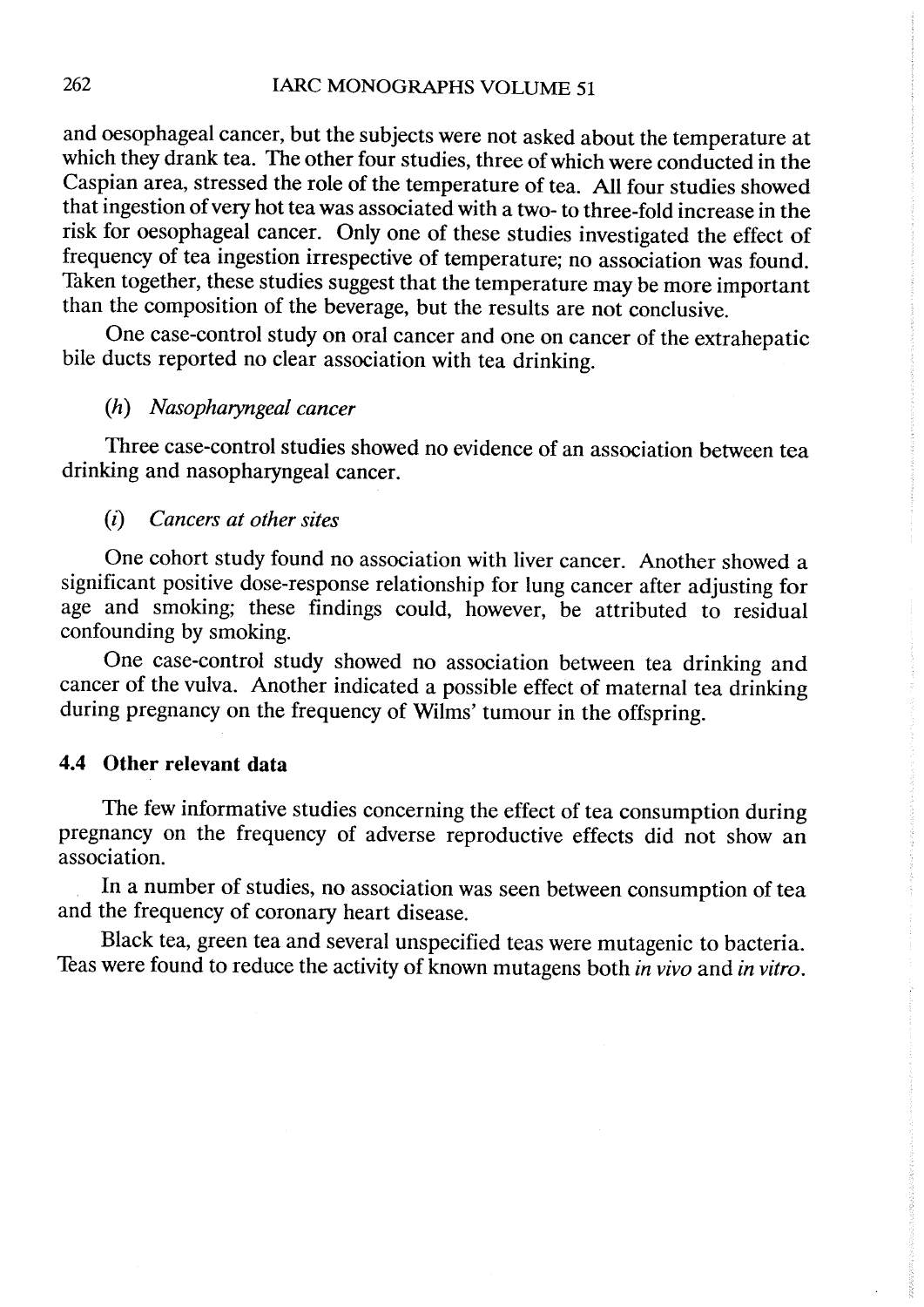and oesophageal cancer, but the subjects were not asked about the temperature at which they drank tea. The other four studies, three of which were conducted in the Caspian area, stressed the role of the temperature of tea. All four studies showed that ingestion of very hot tea was associated with a two- to three-fold increase in the risk for oesophageal cancer. Only one of these studies investigated the effect of frequency of tea ingestion irrespective of temperature; no association was found. Taken together, these studies suggest that the temperature may be more important than the composition of the beverage, but the results are not conclusive.

One case-control study on oral cancer and one on cancer of the extrahepatic bile ducts reported no clear association with tea drinking.

#### (*h*) *Nasopharyngeal cancer*

Three case-control studies showed no evidence of an association between tea drinking and nasopharyngeal cancer.

#### (*i*) *Cancers at other sites*

One cohort study found no association with liver cancer. Another showed a significant positive dose-response relationship for lung cancer after adjusting for age and smoking; these findings could, however, be attributed to residual confounding by smoking.

One case-control study showed no association between tea drinking and cancer of the vulva. Another indicated a possible effect of maternal tea drinking during pregnancy on the frequency of Wilms' tumour in the offspring.

### 4.4 Other relevant data

The few informative studies concerning the effect of tea consumption during pregnancy on the frequency of adverse reproductive effects did not show an association.

In a number of studies, no association was seen between consumption of tea and the frequency of coronary heart disease.

Black tea, green tea and several unspecified teas were mutagenic to bacteria. Teas were found to reduce the activity of known mutagens both *in vivo* and *in vitro*.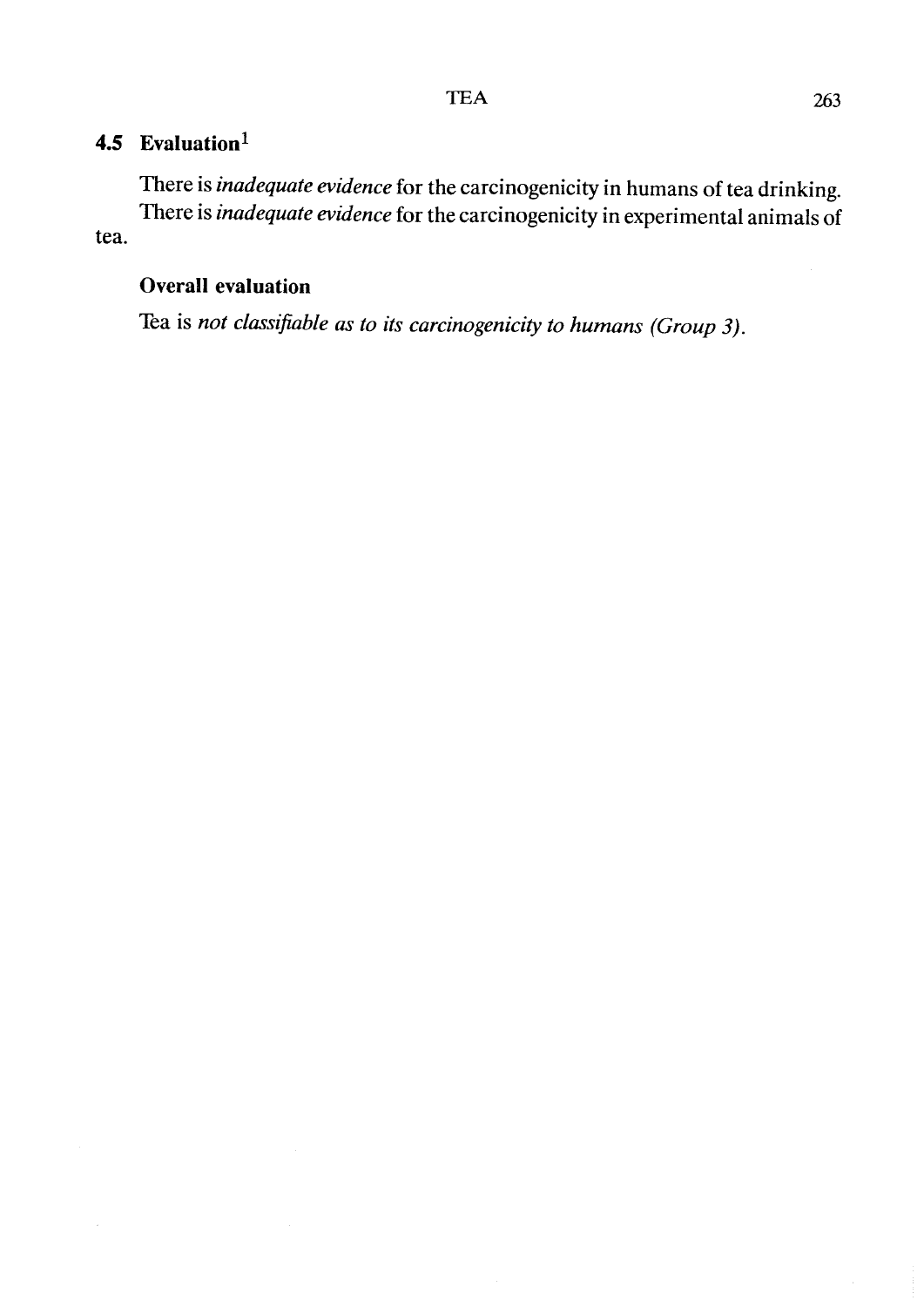## 4.5 Evaluation[1]

There is *inadequate evidence* for the carcinogenicity in humans of tea drinking.

There is *inadequate evidence* for the carcinogenicity in experimental animals of tea.

### Overall evaluation

Tea is *not classifiable as to its carcinogenicity to humans (Group 3).*